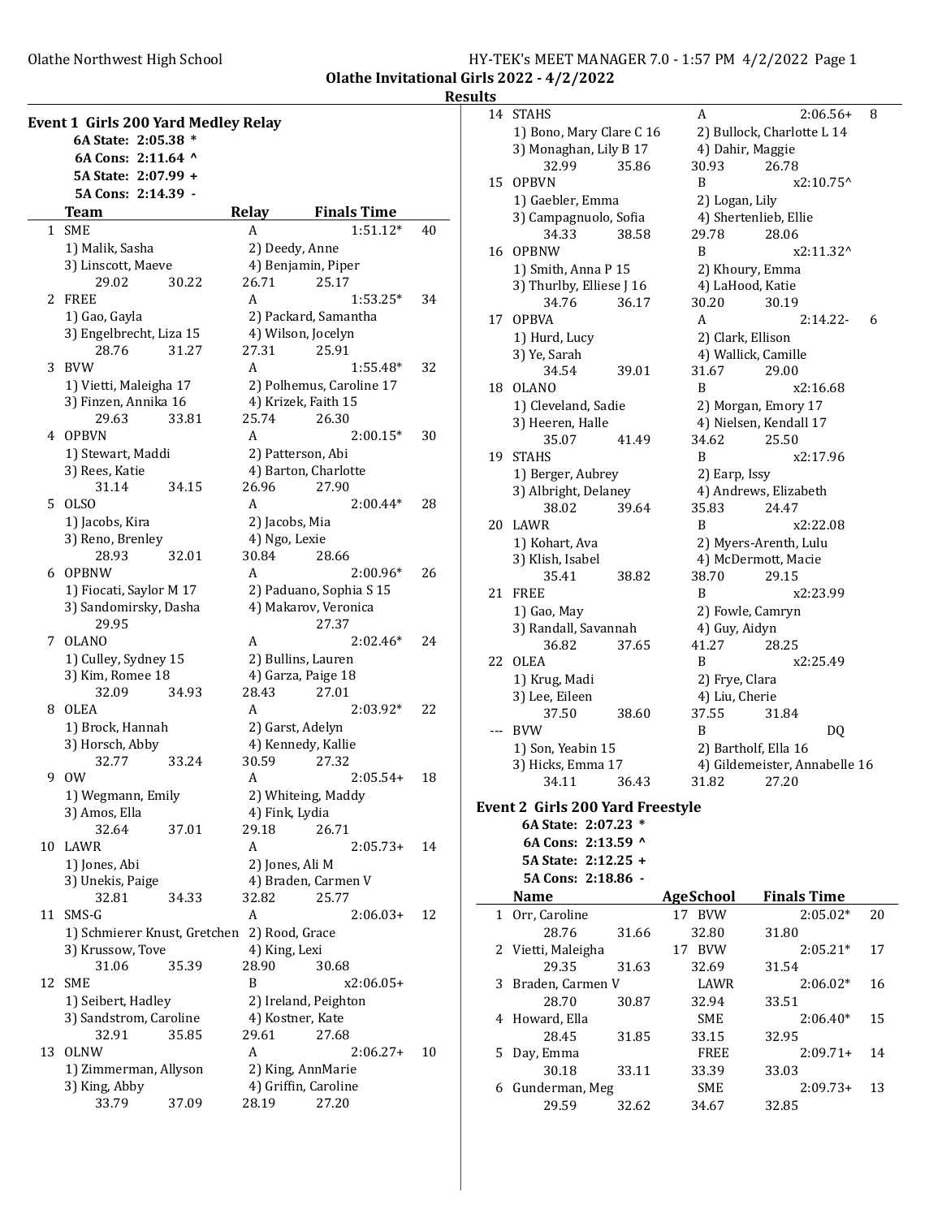## Olathe Invitational Girls 2022 - 4/2/2022

### Results

### Event 1 Girls 200 Yard Medley Relay

**6A State: 2:05.38 \***
**6A Cons: 2:11.64 ^**
**5A State: 2:07.99 +**
**5A Cons: 2:14.39 -**

| | Team | Relay | Finals Time | Points |
|---|---|---|---|---|
| 1 | SME | A | 1:51.12* | 40 |
| | 1) Malik, Sasha | 2) Deedy, Anne | | |
| | 3) Linscott, Maeve | 4) Benjamin, Piper | | |
| | 29.02 30.22 | 26.71 25.17 | | |
| 2 | FREE | A | 1:53.25* | 34 |
| | 1) Gao, Gayla | 2) Packard, Samantha | | |
| | 3) Engelbrecht, Liza 15 | 4) Wilson, Jocelyn | | |
| | 28.76 31.27 | 27.31 25.91 | | |
| 3 | BVW | A | 1:55.48* | 32 |
| | 1) Vietti, Maleigha 17 | 2) Polhemus, Caroline 17 | | |
| | 3) Finzen, Annika 16 | 4) Krizek, Faith 15 | | |
| | 29.63 33.81 | 25.74 26.30 | | |
| 4 | OPBVN | A | 2:00.15* | 30 |
| | 1) Stewart, Maddi | 2) Patterson, Abi | | |
| | 3) Rees, Katie | 4) Barton, Charlotte | | |
| | 31.14 34.15 | 26.96 27.90 | | |
| 5 | OLSO | A | 2:00.44* | 28 |
| | 1) Jacobs, Kira | 2) Jacobs, Mia | | |
| | 3) Reno, Brenley | 4) Ngo, Lexie | | |
| | 28.93 32.01 | 30.84 28.66 | | |
| 6 | OPBNW | A | 2:00.96* | 26 |
| | 1) Fiocati, Saylor M 17 | 2) Paduano, Sophia S 15 | | |
| | 3) Sandomirsky, Dasha | 4) Makarov, Veronica | | |
| | 29.95 | 27.37 | | |
| 7 | OLANO | A | 2:02.46* | 24 |
| | 1) Culley, Sydney 15 | 2) Bullins, Lauren | | |
| | 3) Kim, Romee 18 | 4) Garza, Paige 18 | | |
| | 32.09 34.93 | 28.43 27.01 | | |
| 8 | OLEA | A | 2:03.92* | 22 |
| | 1) Brock, Hannah | 2) Garst, Adelyn | | |
| | 3) Horsch, Abby | 4) Kennedy, Kallie | | |
| | 32.77 33.24 | 30.59 27.32 | | |
| 9 | OW | A | 2:05.54+ | 18 |
| | 1) Wegmann, Emily | 2) Whiteing, Maddy | | |
| | 3) Amos, Ella | 4) Fink, Lydia | | |
| | 32.64 37.01 | 29.18 26.71 | | |
| 10 | LAWR | A | 2:05.73+ | 14 |
| | 1) Jones, Abi | 2) Jones, Ali M | | |
| | 3) Unekis, Paige | 4) Braden, Carmen V | | |
| | 32.81 34.33 | 32.82 25.77 | | |
| 11 | SMS-G | A | 2:06.03+ | 12 |
| | 1) Schmierer Knust, Gretchen | 2) Rood, Grace | | |
| | 3) Krussow, Tove | 4) King, Lexi | | |
| | 31.06 35.39 | 28.90 30.68 | | |
| 12 | SME | B | x2:06.05+ | |
| | 1) Seibert, Hadley | 2) Ireland, Peighton | | |
| | 3) Sandstrom, Caroline | 4) Kostner, Kate | | |
| | 32.91 35.85 | 29.61 27.68 | | |
| 13 | OLNW | A | 2:06.27+ | 10 |
| | 1) Zimmerman, Allyson | 2) King, AnnMarie | | |
| | 3) King, Abby | 4) Griffin, Caroline | | |
| | 33.79 37.09 | 28.19 27.20 | | |
| 14 | STAHS | A | 2:06.56+ | 8 |
| | 1) Bono, Mary Clare C 16 | 2) Bullock, Charlotte L 14 | | |
| | 3) Monaghan, Lily B 17 | 4) Dahir, Maggie | | |
| | 32.99 35.86 | 30.93 26.78 | | |
| 15 | OPBVN | B | x2:10.75^ | |
| | 1) Gaebler, Emma | 2) Logan, Lily | | |
| | 3) Campagnuolo, Sofia | 4) Shertenlieb, Ellie | | |
| | 34.33 38.58 | 29.78 28.06 | | |
| 16 | OPBNW | B | x2:11.32^ | |
| | 1) Smith, Anna P 15 | 2) Khoury, Emma | | |
| | 3) Thurlby, Elliese J 16 | 4) LaHood, Katie | | |
| | 34.76 36.17 | 30.20 30.19 | | |
| 17 | OPBVA | A | 2:14.22- | 6 |
| | 1) Hurd, Lucy | 2) Clark, Ellison | | |
| | 3) Ye, Sarah | 4) Wallick, Camille | | |
| | 34.54 39.01 | 31.67 29.00 | | |
| 18 | OLANO | B | x2:16.68 | |
| | 1) Cleveland, Sadie | 2) Morgan, Emory 17 | | |
| | 3) Heeren, Halle | 4) Nielsen, Kendall 17 | | |
| | 35.07 41.49 | 34.62 25.50 | | |
| 19 | STAHS | B | x2:17.96 | |
| | 1) Berger, Aubrey | 2) Earp, Issy | | |
| | 3) Albright, Delaney | 4) Andrews, Elizabeth | | |
| | 38.02 39.64 | 35.83 24.47 | | |
| 20 | LAWR | B | x2:22.08 | |
| | 1) Kohart, Ava | 2) Myers-Arenth, Lulu | | |
| | 3) Klish, Isabel | 4) McDermott, Macie | | |
| | 35.41 38.82 | 38.70 29.15 | | |
| 21 | FREE | B | x2:23.99 | |
| | 1) Gao, May | 2) Fowle, Camryn | | |
| | 3) Randall, Savannah | 4) Guy, Aidyn | | |
| | 36.82 37.65 | 41.27 28.25 | | |
| 22 | OLEA | B | x2:25.49 | |
| | 1) Krug, Madi | 2) Frye, Clara | | |
| | 3) Lee, Eileen | 4) Liu, Cherie | | |
| | 37.50 38.60 | 37.55 31.84 | | |
| --- | BVW | B | DQ | |
| | 1) Son, Yeabin 15 | 2) Bartholf, Ella 16 | | |
| | 3) Hicks, Emma 17 | 4) Gildemeister, Annabelle 16 | | |
| | 34.11 36.43 | 31.82 27.20 | | |

### Event 2 Girls 200 Yard Freestyle

**6A State: 2:07.23 \***
**6A Cons: 2:13.59 ^**
**5A State: 2:12.25 +**
**5A Cons: 2:18.86 -**

| | Name | Age | School | Finals Time | Points |
|---|---|---|---|---|---|
| 1 | Orr, Caroline | 17 | BVW | 2:05.02* | 20 |
| | 28.76 31.66 | | 32.80 | 31.80 | |
| 2 | Vietti, Maleigha | 17 | BVW | 2:05.21* | 17 |
| | 29.35 31.63 | | 32.69 | 31.54 | |
| 3 | Braden, Carmen V | | LAWR | 2:06.02* | 16 |
| | 28.70 30.87 | | 32.94 | 33.51 | |
| 4 | Howard, Ella | | SME | 2:06.40* | 15 |
| | 28.45 31.85 | | 33.15 | 32.95 | |
| 5 | Day, Emma | | FREE | 2:09.71+ | 14 |
| | 30.18 33.11 | | 33.39 | 33.03 | |
| 6 | Gunderman, Meg | | SME | 2:09.73+ | 13 |
| | 29.59 32.62 | | 34.67 | 32.85 | |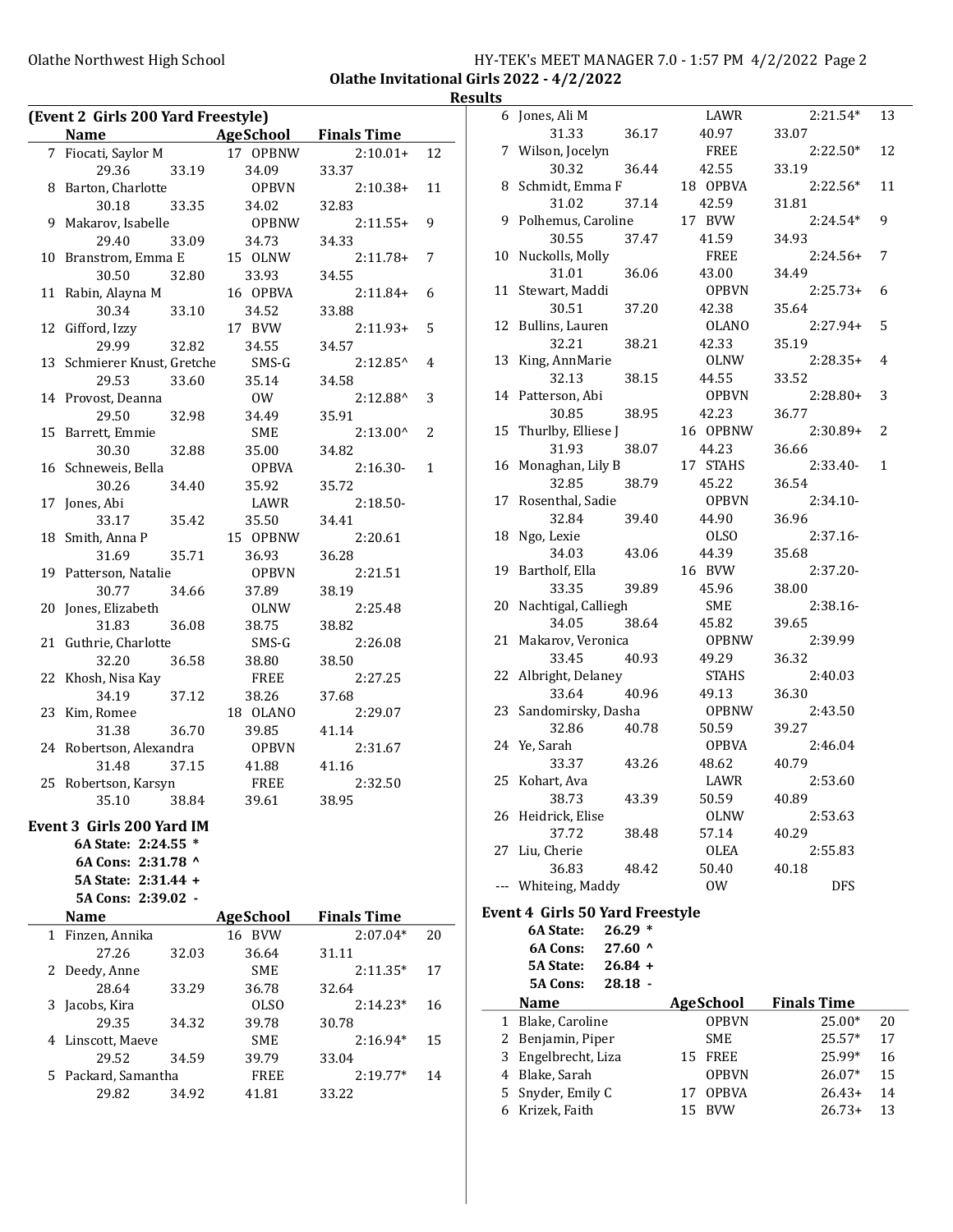**Olathe Invitational Girls 2022 - 4/2/2022**

**Results**

### (Event 2 Girls 200 Yard Freestyle)

| | Name | Age | School | Finals Time | Points |
|---|---|---|---|---|---|
| 7 | Fiocati, Saylor M | 17 | OPBNW | 2:10.01+ | 12 |
| | 29.36 / 33.19 / 34.09 / 33.37 | | | | |
| 8 | Barton, Charlotte | | OPBVN | 2:10.38+ | 11 |
| | 30.18 / 33.35 / 34.02 / 32.83 | | | | |
| 9 | Makarov, Isabelle | | OPBNW | 2:11.55+ | 9 |
| | 29.40 / 33.09 / 34.73 / 34.33 | | | | |
| 10 | Branstrom, Emma E | 15 | OLNW | 2:11.78+ | 7 |
| | 30.50 / 32.80 / 33.93 / 34.55 | | | | |
| 11 | Rabin, Alayna M | 16 | OPBVA | 2:11.84+ | 6 |
| | 30.34 / 33.10 / 34.52 / 33.88 | | | | |
| 12 | Gifford, Izzy | 17 | BVW | 2:11.93+ | 5 |
| | 29.99 / 32.82 / 34.55 / 34.57 | | | | |
| 13 | Schmierer Knust, Gretche | | SMS-G | 2:12.85^ | 4 |
| | 29.53 / 33.60 / 35.14 / 34.58 | | | | |
| 14 | Provost, Deanna | | OW | 2:12.88^ | 3 |
| | 29.50 / 32.98 / 34.49 / 35.91 | | | | |
| 15 | Barrett, Emmie | | SME | 2:13.00^ | 2 |
| | 30.30 / 32.88 / 35.00 / 34.82 | | | | |
| 16 | Schneweis, Bella | | OPBVA | 2:16.30- | 1 |
| | 30.26 / 34.40 / 35.92 / 35.72 | | | | |
| 17 | Jones, Abi | | LAWR | 2:18.50- | |
| | 33.17 / 35.42 / 35.50 / 34.41 | | | | |
| 18 | Smith, Anna P | 15 | OPBNW | 2:20.61 | |
| | 31.69 / 35.71 / 36.93 / 36.28 | | | | |
| 19 | Patterson, Natalie | | OPBVN | 2:21.51 | |
| | 30.77 / 34.66 / 37.89 / 38.19 | | | | |
| 20 | Jones, Elizabeth | | OLNW | 2:25.48 | |
| | 31.83 / 36.08 / 38.75 / 38.82 | | | | |
| 21 | Guthrie, Charlotte | | SMS-G | 2:26.08 | |
| | 32.20 / 36.58 / 38.80 / 38.50 | | | | |
| 22 | Khosh, Nisa Kay | | FREE | 2:27.25 | |
| | 34.19 / 37.12 / 38.26 / 37.68 | | | | |
| 23 | Kim, Romee | 18 | OLANO | 2:29.07 | |
| | 31.38 / 36.70 / 39.85 / 41.14 | | | | |
| 24 | Robertson, Alexandra | | OPBVN | 2:31.67 | |
| | 31.48 / 37.15 / 41.88 / 41.16 | | | | |
| 25 | Robertson, Karsyn | | FREE | 2:32.50 | |
| | 35.10 / 38.84 / 39.61 / 38.95 | | | | |

### Event 3 Girls 200 Yard IM

**6A State: 2:24.55 ***
**6A Cons: 2:31.78 ^**
**5A State: 2:31.44 +**
**5A Cons: 2:39.02 -**

| | Name | Age | School | Finals Time | Points |
|---|---|---|---|---|---|
| 1 | Finzen, Annika | 16 | BVW | 2:07.04* | 20 |
| | 27.26 / 32.03 / 36.64 / 31.11 | | | | |
| 2 | Deedy, Anne | | SME | 2:11.35* | 17 |
| | 28.64 / 33.29 / 36.78 / 32.64 | | | | |
| 3 | Jacobs, Kira | | OLSO | 2:14.23* | 16 |
| | 29.35 / 34.32 / 39.78 / 30.78 | | | | |
| 4 | Linscott, Maeve | | SME | 2:16.94* | 15 |
| | 29.52 / 34.59 / 39.79 / 33.04 | | | | |
| 5 | Packard, Samantha | | FREE | 2:19.77* | 14 |
| | 29.82 / 34.92 / 41.81 / 33.22 | | | | |
| 6 | Jones, Ali M | | LAWR | 2:21.54* | 13 |
| | 31.33 / 36.17 / 40.97 / 33.07 | | | | |
| 7 | Wilson, Jocelyn | | FREE | 2:22.50* | 12 |
| | 30.32 / 36.44 / 42.55 / 33.19 | | | | |
| 8 | Schmidt, Emma F | 18 | OPBVA | 2:22.56* | 11 |
| | 31.02 / 37.14 / 42.59 / 31.81 | | | | |
| 9 | Polhemus, Caroline | 17 | BVW | 2:24.54* | 9 |
| | 30.55 / 37.47 / 41.59 / 34.93 | | | | |
| 10 | Nuckolls, Molly | | FREE | 2:24.56+ | 7 |
| | 31.01 / 36.06 / 43.00 / 34.49 | | | | |
| 11 | Stewart, Maddi | | OPBVN | 2:25.73+ | 6 |
| | 30.51 / 37.20 / 42.38 / 35.64 | | | | |
| 12 | Bullins, Lauren | | OLANO | 2:27.94+ | 5 |
| | 32.21 / 38.21 / 42.33 / 35.19 | | | | |
| 13 | King, AnnMarie | | OLNW | 2:28.35+ | 4 |
| | 32.13 / 38.15 / 44.55 / 33.52 | | | | |
| 14 | Patterson, Abi | | OPBVN | 2:28.80+ | 3 |
| | 30.85 / 38.95 / 42.23 / 36.77 | | | | |
| 15 | Thurlby, Elliese J | 16 | OPBNW | 2:30.89+ | 2 |
| | 31.93 / 38.07 / 44.23 / 36.66 | | | | |
| 16 | Monaghan, Lily B | 17 | STAHS | 2:33.40- | 1 |
| | 32.85 / 38.79 / 45.22 / 36.54 | | | | |
| 17 | Rosenthal, Sadie | | OPBVN | 2:34.10- | |
| | 32.84 / 39.40 / 44.90 / 36.96 | | | | |
| 18 | Ngo, Lexie | | OLSO | 2:37.16- | |
| | 34.03 / 43.06 / 44.39 / 35.68 | | | | |
| 19 | Bartholf, Ella | 16 | BVW | 2:37.20- | |
| | 33.35 / 39.89 / 45.96 / 38.00 | | | | |
| 20 | Nachtigal, Calliegh | | SME | 2:38.16- | |
| | 34.05 / 38.64 / 45.82 / 39.65 | | | | |
| 21 | Makarov, Veronica | | OPBNW | 2:39.99 | |
| | 33.45 / 40.93 / 49.29 / 36.32 | | | | |
| 22 | Albright, Delaney | | STAHS | 2:40.03 | |
| | 33.64 / 40.96 / 49.13 / 36.30 | | | | |
| 23 | Sandomirsky, Dasha | | OPBNW | 2:43.50 | |
| | 32.86 / 40.78 / 50.59 / 39.27 | | | | |
| 24 | Ye, Sarah | | OPBVA | 2:46.04 | |
| | 33.37 / 43.26 / 48.62 / 40.79 | | | | |
| 25 | Kohart, Ava | | LAWR | 2:53.60 | |
| | 38.73 / 43.39 / 50.59 / 40.89 | | | | |
| 26 | Heidrick, Elise | | OLNW | 2:53.63 | |
| | 37.72 / 38.48 / 57.14 / 40.29 | | | | |
| 27 | Liu, Cherie | | OLEA | 2:55.83 | |
| | 36.83 / 48.42 / 50.40 / 40.18 | | | | |
| --- | Whiteing, Maddy | | OW | DFS | |

### Event 4 Girls 50 Yard Freestyle

**6A State: 26.29 ***
**6A Cons: 27.60 ^**
**5A State: 26.84 +**
**5A Cons: 28.18 -**

| | Name | Age | School | Finals Time | Points |
|---|---|---|---|---|---|
| 1 | Blake, Caroline | | OPBVN | 25.00* | 20 |
| 2 | Benjamin, Piper | | SME | 25.57* | 17 |
| 3 | Engelbrecht, Liza | 15 | FREE | 25.99* | 16 |
| 4 | Blake, Sarah | | OPBVN | 26.07* | 15 |
| 5 | Snyder, Emily C | 17 | OPBVA | 26.43+ | 14 |
| 6 | Krizek, Faith | 15 | BVW | 26.73+ | 13 |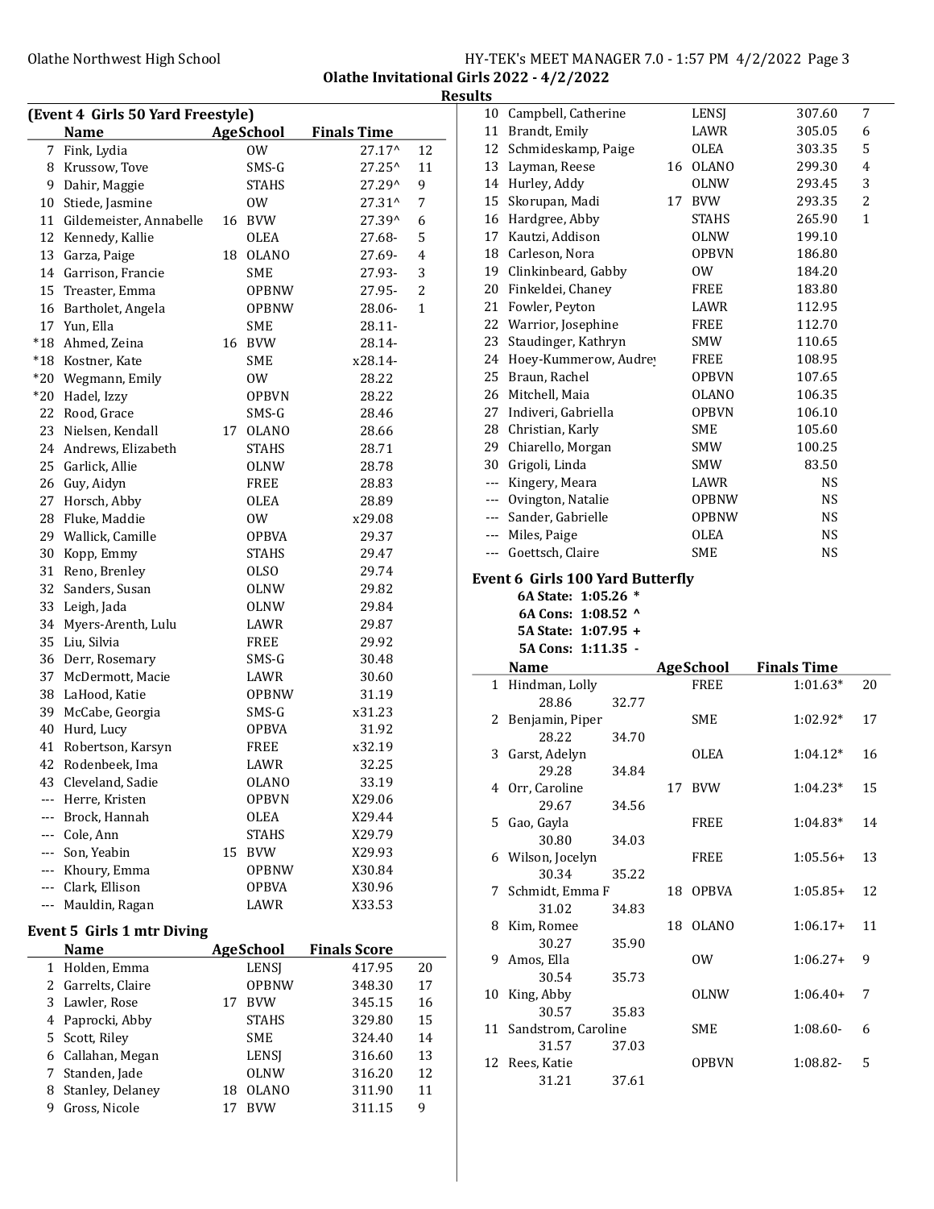## Results

### (Event 4 Girls 50 Yard Freestyle)

| | Name | Age | School | Finals Time | |
|---|---|---|---|---|---|
| 7 | Fink, Lydia | | OW | 27.17^ | 12 |
| 8 | Krussow, Tove | | SMS-G | 27.25^ | 11 |
| 9 | Dahir, Maggie | | STAHS | 27.29^ | 9 |
| 10 | Stiede, Jasmine | | OW | 27.31^ | 7 |
| 11 | Gildemeister, Annabelle | 16 | BVW | 27.39^ | 6 |
| 12 | Kennedy, Kallie | | OLEA | 27.68- | 5 |
| 13 | Garza, Paige | 18 | OLANO | 27.69- | 4 |
| 14 | Garrison, Francie | | SME | 27.93- | 3 |
| 15 | Treaster, Emma | | OPBNW | 27.95- | 2 |
| 16 | Bartholet, Angela | | OPBNW | 28.06- | 1 |
| 17 | Yun, Ella | | SME | 28.11- | |
| *18 | Ahmed, Zeina | 16 | BVW | 28.14- | |
| *18 | Kostner, Kate | | SME | x28.14- | |
| *20 | Wegmann, Emily | | OW | 28.22 | |
| *20 | Hadel, Izzy | | OPBVN | 28.22 | |
| 22 | Rood, Grace | | SMS-G | 28.46 | |
| 23 | Nielsen, Kendall | 17 | OLANO | 28.66 | |
| 24 | Andrews, Elizabeth | | STAHS | 28.71 | |
| 25 | Garlick, Allie | | OLNW | 28.78 | |
| 26 | Guy, Aidyn | | FREE | 28.83 | |
| 27 | Horsch, Abby | | OLEA | 28.89 | |
| 28 | Fluke, Maddie | | OW | x29.08 | |
| 29 | Wallick, Camille | | OPBVA | 29.37 | |
| 30 | Kopp, Emmy | | STAHS | 29.47 | |
| 31 | Reno, Brenley | | OLSO | 29.74 | |
| 32 | Sanders, Susan | | OLNW | 29.82 | |
| 33 | Leigh, Jada | | OLNW | 29.84 | |
| 34 | Myers-Arenth, Lulu | | LAWR | 29.87 | |
| 35 | Liu, Silvia | | FREE | 29.92 | |
| 36 | Derr, Rosemary | | SMS-G | 30.48 | |
| 37 | McDermott, Macie | | LAWR | 30.60 | |
| 38 | LaHood, Katie | | OPBNW | 31.19 | |
| 39 | McCabe, Georgia | | SMS-G | x31.23 | |
| 40 | Hurd, Lucy | | OPBVA | 31.92 | |
| 41 | Robertson, Karsyn | | FREE | x32.19 | |
| 42 | Rodenbeek, Ima | | LAWR | 32.25 | |
| 43 | Cleveland, Sadie | | OLANO | 33.19 | |
| --- | Herre, Kristen | | OPBVN | X29.06 | |
| --- | Brock, Hannah | | OLEA | X29.44 | |
| --- | Cole, Ann | | STAHS | X29.79 | |
| --- | Son, Yeabin | 15 | BVW | X29.93 | |
| --- | Khoury, Emma | | OPBNW | X30.84 | |
| --- | Clark, Ellison | | OPBVA | X30.96 | |
| --- | Mauldin, Ragan | | LAWR | X33.53 | |

### Event 5 Girls 1 mtr Diving

| | Name | Age | School | Finals Score | |
|---|---|---|---|---|---|
| 1 | Holden, Emma | | LENSJ | 417.95 | 20 |
| 2 | Garrelts, Claire | | OPBNW | 348.30 | 17 |
| 3 | Lawler, Rose | 17 | BVW | 345.15 | 16 |
| 4 | Paprocki, Abby | | STAHS | 329.80 | 15 |
| 5 | Scott, Riley | | SME | 324.40 | 14 |
| 6 | Callahan, Megan | | LENSJ | 316.60 | 13 |
| 7 | Standen, Jade | | OLNW | 316.20 | 12 |
| 8 | Stanley, Delaney | 18 | OLANO | 311.90 | 11 |
| 9 | Gross, Nicole | 17 | BVW | 311.15 | 9 |
| 10 | Campbell, Catherine | | LENSJ | 307.60 | 7 |
| 11 | Brandt, Emily | | LAWR | 305.05 | 6 |
| 12 | Schmideskamp, Paige | | OLEA | 303.35 | 5 |
| 13 | Layman, Reese | 16 | OLANO | 299.30 | 4 |
| 14 | Hurley, Addy | | OLNW | 293.45 | 3 |
| 15 | Skorupan, Madi | 17 | BVW | 293.35 | 2 |
| 16 | Hardgree, Abby | | STAHS | 265.90 | 1 |
| 17 | Kautzi, Addison | | OLNW | 199.10 | |
| 18 | Carleson, Nora | | OPBVN | 186.80 | |
| 19 | Clinkinbeard, Gabby | | OW | 184.20 | |
| 20 | Finkeldei, Chaney | | FREE | 183.80 | |
| 21 | Fowler, Peyton | | LAWR | 112.95 | |
| 22 | Warrior, Josephine | | FREE | 112.70 | |
| 23 | Staudinger, Kathryn | | SMW | 110.65 | |
| 24 | Hoey-Kummerow, Audrey | | FREE | 108.95 | |
| 25 | Braun, Rachel | | OPBVN | 107.65 | |
| 26 | Mitchell, Maia | | OLANO | 106.35 | |
| 27 | Indiveri, Gabriella | | OPBVN | 106.10 | |
| 28 | Christian, Karly | | SME | 105.60 | |
| 29 | Chiarello, Morgan | | SMW | 100.25 | |
| 30 | Grigoli, Linda | | SMW | 83.50 | |
| --- | Kingery, Meara | | LAWR | NS | |
| --- | Ovington, Natalie | | OPBNW | NS | |
| --- | Sander, Gabrielle | | OPBNW | NS | |
| --- | Miles, Paige | | OLEA | NS | |
| --- | Goettsch, Claire | | SME | NS | |

### Event 6 Girls 100 Yard Butterfly

6A State: 1:05.26 *
6A Cons: 1:08.52 ^
5A State: 1:07.95 +
5A Cons: 1:11.35 -

| | Name | Age | School | Finals Time | |
|---|---|---|---|---|---|
| 1 | Hindman, Lolly | | FREE | 1:01.63* | 20 |
| | 28.86 | 32.77 | | | |
| 2 | Benjamin, Piper | | SME | 1:02.92* | 17 |
| | 28.22 | 34.70 | | | |
| 3 | Garst, Adelyn | | OLEA | 1:04.12* | 16 |
| | 29.28 | 34.84 | | | |
| 4 | Orr, Caroline | 17 | BVW | 1:04.23* | 15 |
| | 29.67 | 34.56 | | | |
| 5 | Gao, Gayla | | FREE | 1:04.83* | 14 |
| | 30.80 | 34.03 | | | |
| 6 | Wilson, Jocelyn | | FREE | 1:05.56+ | 13 |
| | 30.34 | 35.22 | | | |
| 7 | Schmidt, Emma F | 18 | OPBVA | 1:05.85+ | 12 |
| | 31.02 | 34.83 | | | |
| 8 | Kim, Romee | 18 | OLANO | 1:06.17+ | 11 |
| | 30.27 | 35.90 | | | |
| 9 | Amos, Ella | | OW | 1:06.27+ | 9 |
| | 30.54 | 35.73 | | | |
| 10 | King, Abby | | OLNW | 1:06.40+ | 7 |
| | 30.57 | 35.83 | | | |
| 11 | Sandstrom, Caroline | | SME | 1:08.60- | 6 |
| | 31.57 | 37.03 | | | |
| 12 | Rees, Katie | | OPBVN | 1:08.82- | 5 |
| | 31.21 | 37.61 | | | |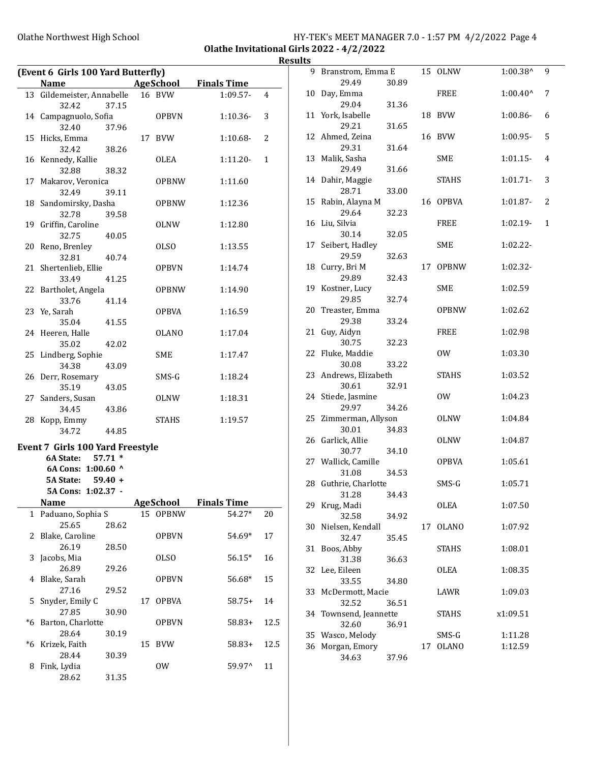Olathe Invitational Girls 2022 - 4/2/2022

## Results

### (Event 6 Girls 100 Yard Butterfly)

| | Name | Age | School | Finals Time | Points |
|---|---|---|---|---|---|
| 13 | Gildemeister, Annabelle | 16 | BVW | 1:09.57- | 4 |
| | 32.42 | 37.15 | | | |
| 14 | Campagnuolo, Sofia | | OPBVN | 1:10.36- | 3 |
| | 32.40 | 37.96 | | | |
| 15 | Hicks, Emma | 17 | BVW | 1:10.68- | 2 |
| | 32.42 | 38.26 | | | |
| 16 | Kennedy, Kallie | | OLEA | 1:11.20- | 1 |
| | 32.88 | 38.32 | | | |
| 17 | Makarov, Veronica | | OPBNW | 1:11.60 | |
| | 32.49 | 39.11 | | | |
| 18 | Sandomirsky, Dasha | | OPBNW | 1:12.36 | |
| | 32.78 | 39.58 | | | |
| 19 | Griffin, Caroline | | OLNW | 1:12.80 | |
| | 32.75 | 40.05 | | | |
| 20 | Reno, Brenley | | OLSO | 1:13.55 | |
| | 32.81 | 40.74 | | | |
| 21 | Shertenlieb, Ellie | | OPBVN | 1:14.74 | |
| | 33.49 | 41.25 | | | |
| 22 | Bartholet, Angela | | OPBNW | 1:14.90 | |
| | 33.76 | 41.14 | | | |
| 23 | Ye, Sarah | | OPBVA | 1:16.59 | |
| | 35.04 | 41.55 | | | |
| 24 | Heeren, Halle | | OLANO | 1:17.04 | |
| | 35.02 | 42.02 | | | |
| 25 | Lindberg, Sophie | | SME | 1:17.47 | |
| | 34.38 | 43.09 | | | |
| 26 | Derr, Rosemary | | SMS-G | 1:18.24 | |
| | 35.19 | 43.05 | | | |
| 27 | Sanders, Susan | | OLNW | 1:18.31 | |
| | 34.45 | 43.86 | | | |
| 28 | Kopp, Emmy | | STAHS | 1:19.57 | |
| | 34.72 | 44.85 | | | |

### Event 7 Girls 100 Yard Freestyle

**6A State: 57.71 ***
**6A Cons: 1:00.60 ^**
**5A State: 59.40 +**
**5A Cons: 1:02.37 -**

| | Name | Age | School | Finals Time | Points |
|---|---|---|---|---|---|
| 1 | Paduano, Sophia S | 15 | OPBNW | 54.27* | 20 |
| | 25.65 | 28.62 | | | |
| 2 | Blake, Caroline | | OPBVN | 54.69* | 17 |
| | 26.19 | 28.50 | | | |
| 3 | Jacobs, Mia | | OLSO | 56.15* | 16 |
| | 26.89 | 29.26 | | | |
| 4 | Blake, Sarah | | OPBVN | 56.68* | 15 |
| | 27.16 | 29.52 | | | |
| 5 | Snyder, Emily C | 17 | OPBVA | 58.75+ | 14 |
| | 27.85 | 30.90 | | | |
| *6 | Barton, Charlotte | | OPBVN | 58.83+ | 12.5 |
| | 28.64 | 30.19 | | | |
| *6 | Krizek, Faith | 15 | BVW | 58.83+ | 12.5 |
| | 28.44 | 30.39 | | | |
| 8 | Fink, Lydia | | OW | 59.97^ | 11 |
| | 28.62 | 31.35 | | | |
| 9 | Branstrom, Emma E | 15 | OLNW | 1:00.38^ | 9 |
| | 29.49 | 30.89 | | | |
| 10 | Day, Emma | | FREE | 1:00.40^ | 7 |
| | 29.04 | 31.36 | | | |
| 11 | York, Isabelle | 18 | BVW | 1:00.86- | 6 |
| | 29.21 | 31.65 | | | |
| 12 | Ahmed, Zeina | 16 | BVW | 1:00.95- | 5 |
| | 29.31 | 31.64 | | | |
| 13 | Malik, Sasha | | SME | 1:01.15- | 4 |
| | 29.49 | 31.66 | | | |
| 14 | Dahir, Maggie | | STAHS | 1:01.71- | 3 |
| | 28.71 | 33.00 | | | |
| 15 | Rabin, Alayna M | 16 | OPBVA | 1:01.87- | 2 |
| | 29.64 | 32.23 | | | |
| 16 | Liu, Silvia | | FREE | 1:02.19- | 1 |
| | 30.14 | 32.05 | | | |
| 17 | Seibert, Hadley | | SME | 1:02.22- | |
| | 29.59 | 32.63 | | | |
| 18 | Curry, Bri M | 17 | OPBNW | 1:02.32- | |
| | 29.89 | 32.43 | | | |
| 19 | Kostner, Lucy | | SME | 1:02.59 | |
| | 29.85 | 32.74 | | | |
| 20 | Treaster, Emma | | OPBNW | 1:02.62 | |
| | 29.38 | 33.24 | | | |
| 21 | Guy, Aidyn | | FREE | 1:02.98 | |
| | 30.75 | 32.23 | | | |
| 22 | Fluke, Maddie | | OW | 1:03.30 | |
| | 30.08 | 33.22 | | | |
| 23 | Andrews, Elizabeth | | STAHS | 1:03.52 | |
| | 30.61 | 32.91 | | | |
| 24 | Stiede, Jasmine | | OW | 1:04.23 | |
| | 29.97 | 34.26 | | | |
| 25 | Zimmerman, Allyson | | OLNW | 1:04.84 | |
| | 30.01 | 34.83 | | | |
| 26 | Garlick, Allie | | OLNW | 1:04.87 | |
| | 30.77 | 34.10 | | | |
| 27 | Wallick, Camille | | OPBVA | 1:05.61 | |
| | 31.08 | 34.53 | | | |
| 28 | Guthrie, Charlotte | | SMS-G | 1:05.71 | |
| | 31.28 | 34.43 | | | |
| 29 | Krug, Madi | | OLEA | 1:07.50 | |
| | 32.58 | 34.92 | | | |
| 30 | Nielsen, Kendall | 17 | OLANO | 1:07.92 | |
| | 32.47 | 35.45 | | | |
| 31 | Boos, Abby | | STAHS | 1:08.01 | |
| | 31.38 | 36.63 | | | |
| 32 | Lee, Eileen | | OLEA | 1:08.35 | |
| | 33.55 | 34.80 | | | |
| 33 | McDermott, Macie | | LAWR | 1:09.03 | |
| | 32.52 | 36.51 | | | |
| 34 | Townsend, Jeannette | | STAHS | x1:09.51 | |
| | 32.60 | 36.91 | | | |
| 35 | Wasco, Melody | | SMS-G | 1:11.28 | |
| 36 | Morgan, Emory | 17 | OLANO | 1:12.59 | |
| | 34.63 | 37.96 | | | |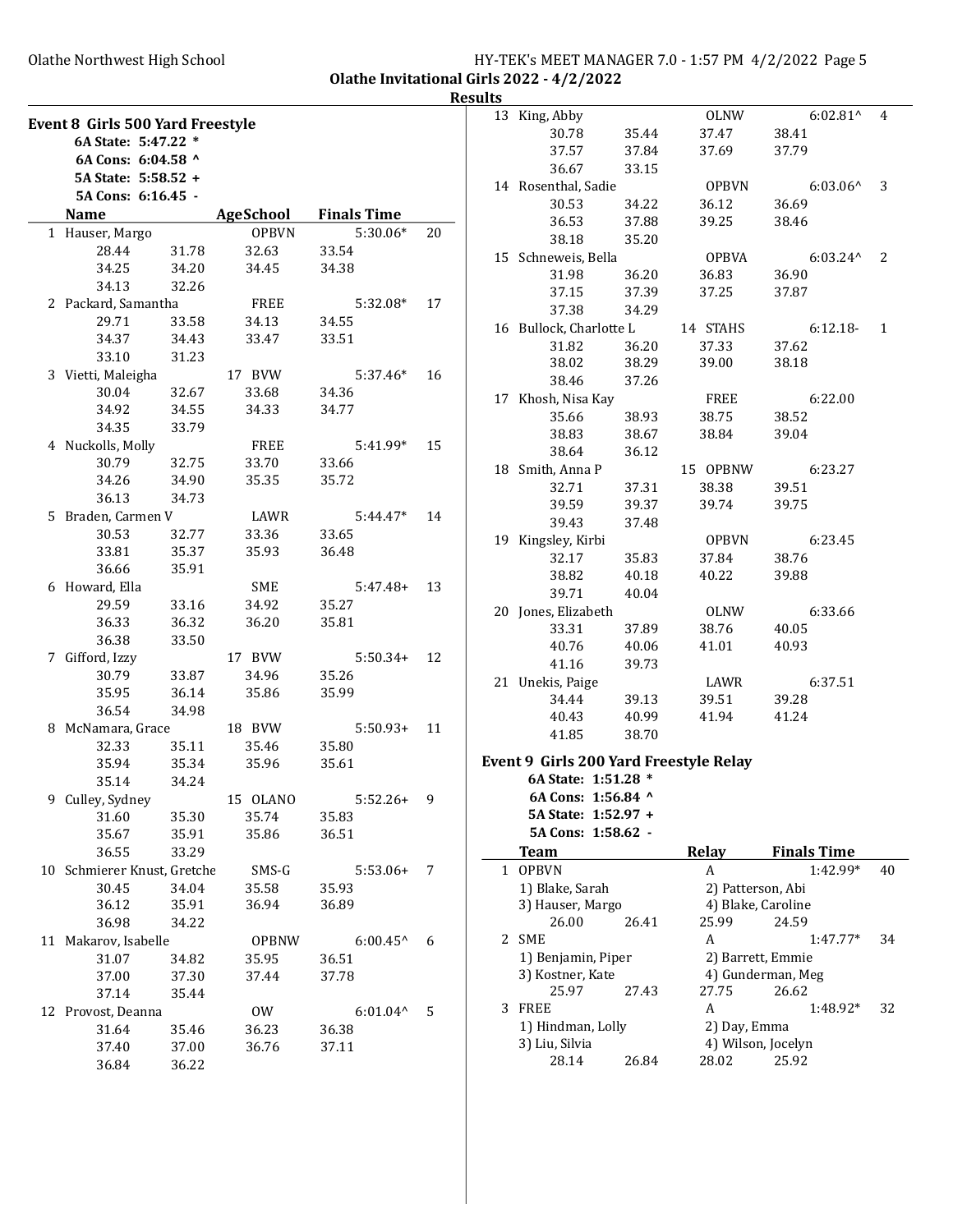**Olathe Invitational Girls 2022 - 4/2/2022**

**Results**

## Event 8 Girls 500 Yard Freestyle

6A State: 5:47.22 *
6A Cons: 6:04.58 ^
5A State: 5:58.52 +
5A Cons: 6:16.45 -

| | Name | Age | School | Finals Time | Points |
|---|---|---|---|---|---|
| 1 | Hauser, Margo | | OPBVN | 5:30.06* | 20 |
| | 28.44 31.78 32.63 33.54 34.25 34.20 34.45 34.38 34.13 32.26 | | | | |
| 2 | Packard, Samantha | | FREE | 5:32.08* | 17 |
| | 29.71 33.58 34.13 34.55 34.37 34.43 33.47 33.51 33.10 31.23 | | | | |
| 3 | Vietti, Maleigha | 17 | BVW | 5:37.46* | 16 |
| | 30.04 32.67 33.68 34.36 34.92 34.55 34.33 34.77 34.35 33.79 | | | | |
| 4 | Nuckolls, Molly | | FREE | 5:41.99* | 15 |
| | 30.79 32.75 33.70 33.66 34.26 34.90 35.35 35.72 36.13 34.73 | | | | |
| 5 | Braden, Carmen V | | LAWR | 5:44.47* | 14 |
| | 30.53 32.77 33.36 33.65 33.81 35.37 35.93 36.48 36.66 35.91 | | | | |
| 6 | Howard, Ella | | SME | 5:47.48+ | 13 |
| | 29.59 33.16 34.92 35.27 36.33 36.32 36.20 35.81 36.38 33.50 | | | | |
| 7 | Gifford, Izzy | 17 | BVW | 5:50.34+ | 12 |
| | 30.79 33.87 34.96 35.26 35.95 36.14 35.86 35.99 36.54 34.98 | | | | |
| 8 | McNamara, Grace | 18 | BVW | 5:50.93+ | 11 |
| | 32.33 35.11 35.46 35.80 35.94 35.34 35.96 35.61 35.14 34.24 | | | | |
| 9 | Culley, Sydney | 15 | OLANO | 5:52.26+ | 9 |
| | 31.60 35.30 35.74 35.83 35.67 35.91 35.86 36.51 36.55 33.29 | | | | |
| 10 | Schmierer Knust, Gretche | | SMS-G | 5:53.06+ | 7 |
| | 30.45 34.04 35.58 35.93 36.12 35.91 36.94 36.89 36.98 34.22 | | | | |
| 11 | Makarov, Isabelle | | OPBNW | 6:00.45^ | 6 |
| | 31.07 34.82 35.95 36.51 37.00 37.30 37.44 37.78 37.14 35.44 | | | | |
| 12 | Provost, Deanna | | OW | 6:01.04^ | 5 |
| | 31.64 35.46 36.23 36.38 37.40 37.00 36.76 37.11 36.84 36.22 | | | | |
| 13 | King, Abby | | OLNW | 6:02.81^ | 4 |
| | 30.78 35.44 37.47 38.41 37.57 37.84 37.69 37.79 36.67 33.15 | | | | |
| 14 | Rosenthal, Sadie | | OPBVN | 6:03.06^ | 3 |
| | 30.53 34.22 36.12 36.69 36.53 37.88 39.25 38.46 38.18 35.20 | | | | |
| 15 | Schneweis, Bella | | OPBVA | 6:03.24^ | 2 |
| | 31.98 36.20 36.83 36.90 37.15 37.39 37.25 37.87 37.38 34.29 | | | | |
| 16 | Bullock, Charlotte L | 14 | STAHS | 6:12.18- | 1 |
| | 31.82 36.20 37.33 37.62 38.02 38.29 39.00 38.18 38.46 37.26 | | | | |
| 17 | Khosh, Nisa Kay | | FREE | 6:22.00 | |
| | 35.66 38.93 38.75 38.52 38.83 38.67 38.84 39.04 38.64 36.12 | | | | |
| 18 | Smith, Anna P | 15 | OPBNW | 6:23.27 | |
| | 32.71 37.31 38.38 39.51 39.59 39.37 39.74 39.75 39.43 37.48 | | | | |
| 19 | Kingsley, Kirbi | | OPBVN | 6:23.45 | |
| | 32.17 35.83 37.84 38.76 38.82 40.18 40.22 39.88 39.71 40.04 | | | | |
| 20 | Jones, Elizabeth | | OLNW | 6:33.66 | |
| | 33.31 37.89 38.76 40.05 40.76 40.06 41.01 40.93 41.16 39.73 | | | | |
| 21 | Unekis, Paige | | LAWR | 6:37.51 | |
| | 34.44 39.13 39.51 39.28 40.43 40.99 41.94 41.24 41.85 38.70 | | | | |

## Event 9 Girls 200 Yard Freestyle Relay

6A State: 1:51.28 *
6A Cons: 1:56.84 ^
5A State: 1:52.97 +
5A Cons: 1:58.62 -

| | Team | Relay | Finals Time | Points |
|---|---|---|---|---|
| 1 | OPBVN | A | 1:42.99* | 40 |
| | 1) Blake, Sarah 2) Patterson, Abi 3) Hauser, Margo 4) Blake, Caroline | | | |
| | 26.00 26.41 25.99 24.59 | | | |
| 2 | SME | A | 1:47.77* | 34 |
| | 1) Benjamin, Piper 2) Barrett, Emmie 3) Kostner, Kate 4) Gunderman, Meg | | | |
| | 25.97 27.43 27.75 26.62 | | | |
| 3 | FREE | A | 1:48.92* | 32 |
| | 1) Hindman, Lolly 2) Day, Emma 3) Liu, Silvia 4) Wilson, Jocelyn | | | |
| | 28.14 26.84 28.02 25.92 | | | |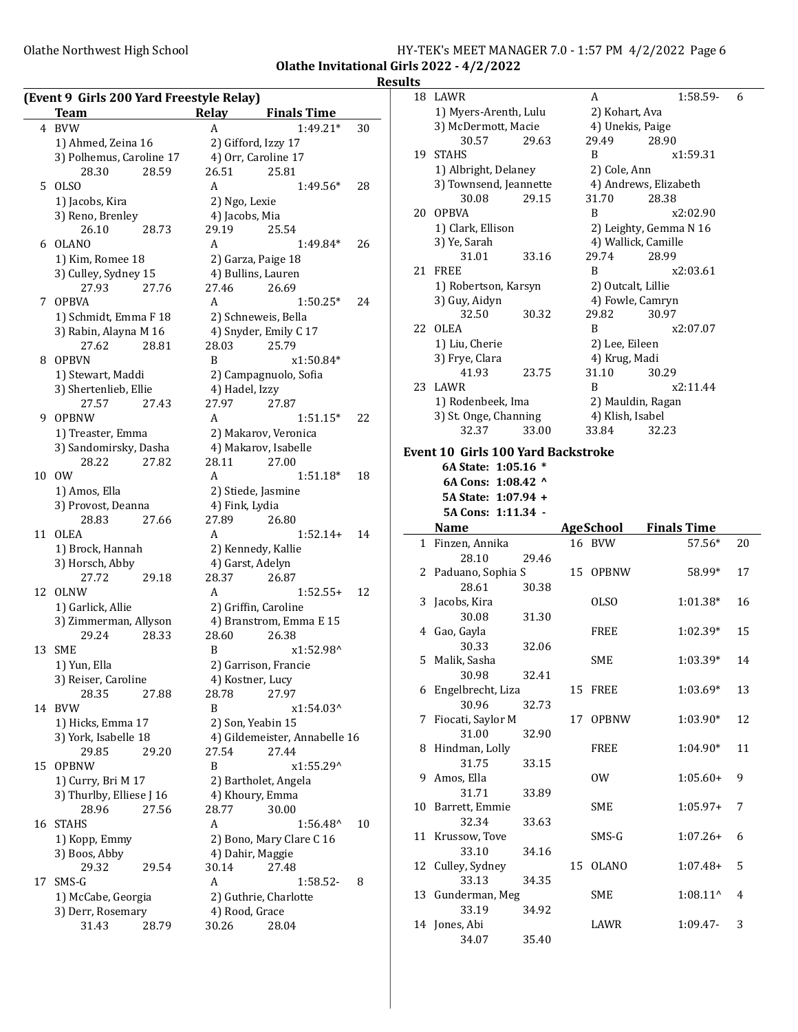## Olathe Invitational Girls 2022 - 4/2/2022

### Results

#### (Event 9 Girls 200 Yard Freestyle Relay)

| | Team | Relay | Finals Time | Points |
|---|---|---|---|---|
| 4 | BVW | A | 1:49.21* | 30 |
| | 1) Ahmed, Zeina 16 | 2) Gifford, Izzy 17 | | |
| | 3) Polhemus, Caroline 17 | 4) Orr, Caroline 17 | | |
| | 28.30 28.59 | 26.51 25.81 | | |
| 5 | OLSO | A | 1:49.56* | 28 |
| | 1) Jacobs, Kira | 2) Ngo, Lexie | | |
| | 3) Reno, Brenley | 4) Jacobs, Mia | | |
| | 26.10 28.73 | 29.19 25.54 | | |
| 6 | OLANO | A | 1:49.84* | 26 |
| | 1) Kim, Romee 18 | 2) Garza, Paige 18 | | |
| | 3) Culley, Sydney 15 | 4) Bullins, Lauren | | |
| | 27.93 27.76 | 27.46 26.69 | | |
| 7 | OPBVA | A | 1:50.25* | 24 |
| | 1) Schmidt, Emma F 18 | 2) Schneweis, Bella | | |
| | 3) Rabin, Alayna M 16 | 4) Snyder, Emily C 17 | | |
| | 27.62 28.81 | 28.03 25.79 | | |
| 8 | OPBVN | B | x1:50.84* | |
| | 1) Stewart, Maddi | 2) Campagnuolo, Sofia | | |
| | 3) Shertenlieb, Ellie | 4) Hadel, Izzy | | |
| | 27.57 27.43 | 27.97 27.87 | | |
| 9 | OPBNW | A | 1:51.15* | 22 |
| | 1) Treaster, Emma | 2) Makarov, Veronica | | |
| | 3) Sandomirsky, Dasha | 4) Makarov, Isabelle | | |
| | 28.22 27.82 | 28.11 27.00 | | |
| 10 | OW | A | 1:51.18* | 18 |
| | 1) Amos, Ella | 2) Stiede, Jasmine | | |
| | 3) Provost, Deanna | 4) Fink, Lydia | | |
| | 28.83 27.66 | 27.89 26.80 | | |
| 11 | OLEA | A | 1:52.14+ | 14 |
| | 1) Brock, Hannah | 2) Kennedy, Kallie | | |
| | 3) Horsch, Abby | 4) Garst, Adelyn | | |
| | 27.72 29.18 | 28.37 26.87 | | |
| 12 | OLNW | A | 1:52.55+ | 12 |
| | 1) Garlick, Allie | 2) Griffin, Caroline | | |
| | 3) Zimmerman, Allyson | 4) Branstrom, Emma E 15 | | |
| | 29.24 28.33 | 28.60 26.38 | | |
| 13 | SME | B | x1:52.98^ | |
| | 1) Yun, Ella | 2) Garrison, Francie | | |
| | 3) Reiser, Caroline | 4) Kostner, Lucy | | |
| | 28.35 27.88 | 28.78 27.97 | | |
| 14 | BVW | B | x1:54.03^ | |
| | 1) Hicks, Emma 17 | 2) Son, Yeabin 15 | | |
| | 3) York, Isabelle 18 | 4) Gildemeister, Annabelle 16 | | |
| | 29.85 29.20 | 27.54 27.44 | | |
| 15 | OPBNW | B | x1:55.29^ | |
| | 1) Curry, Bri M 17 | 2) Bartholet, Angela | | |
| | 3) Thurlby, Elliese J 16 | 4) Khoury, Emma | | |
| | 28.96 27.56 | 28.77 30.00 | | |
| 16 | STAHS | A | 1:56.48^ | 10 |
| | 1) Kopp, Emmy | 2) Bono, Mary Clare C 16 | | |
| | 3) Boos, Abby | 4) Dahir, Maggie | | |
| | 29.32 29.54 | 30.14 27.48 | | |
| 17 | SMS-G | A | 1:58.52- | 8 |
| | 1) McCabe, Georgia | 2) Guthrie, Charlotte | | |
| | 3) Derr, Rosemary | 4) Rood, Grace | | |
| | 31.43 28.79 | 30.26 28.04 | | |
| 18 | LAWR | A | 1:58.59- | 6 |
| | 1) Myers-Arenth, Lulu | 2) Kohart, Ava | | |
| | 3) McDermott, Macie | 4) Unekis, Paige | | |
| | 30.57 29.63 | 29.49 28.90 | | |
| 19 | STAHS | B | x1:59.31 | |
| | 1) Albright, Delaney | 2) Cole, Ann | | |
| | 3) Townsend, Jeannette | 4) Andrews, Elizabeth | | |
| | 30.08 29.15 | 31.70 28.38 | | |
| 20 | OPBVA | B | x2:02.90 | |
| | 1) Clark, Ellison | 2) Leighty, Gemma N 16 | | |
| | 3) Ye, Sarah | 4) Wallick, Camille | | |
| | 31.01 33.16 | 29.74 28.99 | | |
| 21 | FREE | B | x2:03.61 | |
| | 1) Robertson, Karsyn | 2) Outcalt, Lillie | | |
| | 3) Guy, Aidyn | 4) Fowle, Camryn | | |
| | 32.50 30.32 | 29.82 30.97 | | |
| 22 | OLEA | B | x2:07.07 | |
| | 1) Liu, Cherie | 2) Lee, Eileen | | |
| | 3) Frye, Clara | 4) Krug, Madi | | |
| | 41.93 23.75 | 31.10 30.29 | | |
| 23 | LAWR | B | x2:11.44 | |
| | 1) Rodenbeek, Ima | 2) Mauldin, Ragan | | |
| | 3) St. Onge, Channing | 4) Klish, Isabel | | |
| | 32.37 33.00 | 33.84 32.23 | | |

#### Event 10 Girls 100 Yard Backstroke

6A State: 1:05.16 *
6A Cons: 1:08.42 ^
5A State: 1:07.94 +
5A Cons: 1:11.34 -

| | Name | Age | School | Finals Time | Points |
|---|---|---|---|---|---|
| 1 | Finzen, Annika | 16 | BVW | 57.56* | 20 |
| | 28.10 29.46 | | | | |
| 2 | Paduano, Sophia S | 15 | OPBNW | 58.99* | 17 |
| | 28.61 30.38 | | | | |
| 3 | Jacobs, Kira | | OLSO | 1:01.38* | 16 |
| | 30.08 31.30 | | | | |
| 4 | Gao, Gayla | | FREE | 1:02.39* | 15 |
| | 30.33 32.06 | | | | |
| 5 | Malik, Sasha | | SME | 1:03.39* | 14 |
| | 30.98 32.41 | | | | |
| 6 | Engelbrecht, Liza | 15 | FREE | 1:03.69* | 13 |
| | 30.96 32.73 | | | | |
| 7 | Fiocati, Saylor M | 17 | OPBNW | 1:03.90* | 12 |
| | 31.00 32.90 | | | | |
| 8 | Hindman, Lolly | | FREE | 1:04.90* | 11 |
| | 31.75 33.15 | | | | |
| 9 | Amos, Ella | | OW | 1:05.60+ | 9 |
| | 31.71 33.89 | | | | |
| 10 | Barrett, Emmie | | SME | 1:05.97+ | 7 |
| | 32.34 33.63 | | | | |
| 11 | Krussow, Tove | | SMS-G | 1:07.26+ | 6 |
| | 33.10 34.16 | | | | |
| 12 | Culley, Sydney | 15 | OLANO | 1:07.48+ | 5 |
| | 33.13 34.35 | | | | |
| 13 | Gunderman, Meg | | SME | 1:08.11^ | 4 |
| | 33.19 34.92 | | | | |
| 14 | Jones, Abi | | LAWR | 1:09.47- | 3 |
| | 34.07 35.40 | | | | |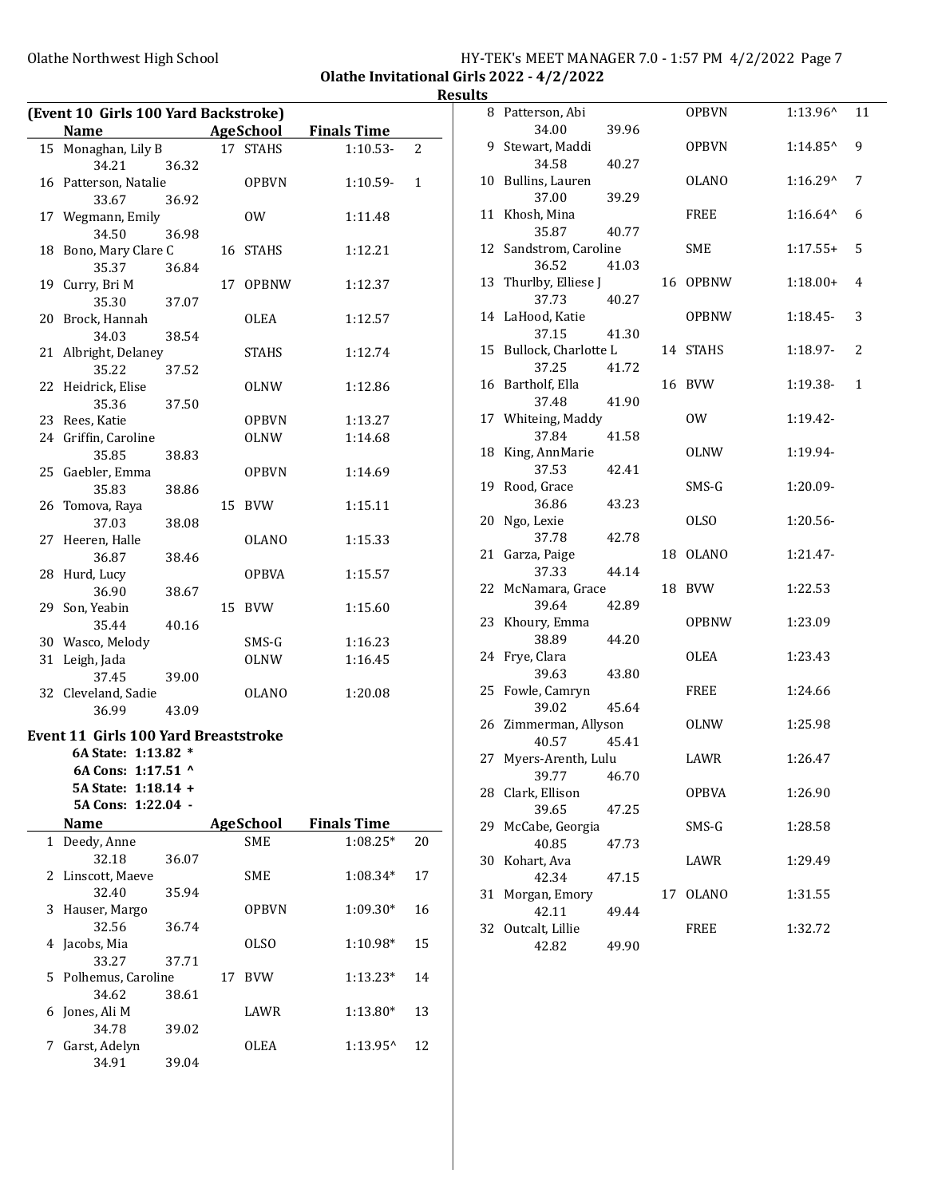## Olathe Invitational Girls 2022 - 4/2/2022

### Results

### (Event 10 Girls 100 Yard Backstroke)

| | Name | Age | School | Finals Time | Points |
|---|---|---|---|---|---|
| 15 | Monaghan, Lily B | 17 | STAHS | 1:10.53- | 2 |
| | 34.21 36.32 | | | | |
| 16 | Patterson, Natalie | | OPBVN | 1:10.59- | 1 |
| | 33.67 36.92 | | | | |
| 17 | Wegmann, Emily | | OW | 1:11.48 | |
| | 34.50 36.98 | | | | |
| 18 | Bono, Mary Clare C | 16 | STAHS | 1:12.21 | |
| | 35.37 36.84 | | | | |
| 19 | Curry, Bri M | 17 | OPBNW | 1:12.37 | |
| | 35.30 37.07 | | | | |
| 20 | Brock, Hannah | | OLEA | 1:12.57 | |
| | 34.03 38.54 | | | | |
| 21 | Albright, Delaney | | STAHS | 1:12.74 | |
| | 35.22 37.52 | | | | |
| 22 | Heidrick, Elise | | OLNW | 1:12.86 | |
| | 35.36 37.50 | | | | |
| 23 | Rees, Katie | | OPBVN | 1:13.27 | |
| 24 | Griffin, Caroline | | OLNW | 1:14.68 | |
| | 35.85 38.83 | | | | |
| 25 | Gaebler, Emma | | OPBVN | 1:14.69 | |
| | 35.83 38.86 | | | | |
| 26 | Tomova, Raya | 15 | BVW | 1:15.11 | |
| | 37.03 38.08 | | | | |
| 27 | Heeren, Halle | | OLANO | 1:15.33 | |
| | 36.87 38.46 | | | | |
| 28 | Hurd, Lucy | | OPBVA | 1:15.57 | |
| | 36.90 38.67 | | | | |
| 29 | Son, Yeabin | 15 | BVW | 1:15.60 | |
| | 35.44 40.16 | | | | |
| 30 | Wasco, Melody | | SMS-G | 1:16.23 | |
| 31 | Leigh, Jada | | OLNW | 1:16.45 | |
| | 37.45 39.00 | | | | |
| 32 | Cleveland, Sadie | | OLANO | 1:20.08 | |
| | 36.99 43.09 | | | | |

### Event 11 Girls 100 Yard Breaststroke

**6A State: 1:13.82 \***
**6A Cons: 1:17.51 ^**
**5A State: 1:18.14 +**
**5A Cons: 1:22.04 -**

| | Name | Age | School | Finals Time | Points |
|---|---|---|---|---|---|
| 1 | Deedy, Anne | | SME | 1:08.25* | 20 |
| | 32.18 36.07 | | | | |
| 2 | Linscott, Maeve | | SME | 1:08.34* | 17 |
| | 32.40 35.94 | | | | |
| 3 | Hauser, Margo | | OPBVN | 1:09.30* | 16 |
| | 32.56 36.74 | | | | |
| 4 | Jacobs, Mia | | OLSO | 1:10.98* | 15 |
| | 33.27 37.71 | | | | |
| 5 | Polhemus, Caroline | 17 | BVW | 1:13.23* | 14 |
| | 34.62 38.61 | | | | |
| 6 | Jones, Ali M | | LAWR | 1:13.80* | 13 |
| | 34.78 39.02 | | | | |
| 7 | Garst, Adelyn | | OLEA | 1:13.95^ | 12 |
| | 34.91 39.04 | | | | |
| 8 | Patterson, Abi | | OPBVN | 1:13.96^ | 11 |
| | 34.00 39.96 | | | | |
| 9 | Stewart, Maddi | | OPBVN | 1:14.85^ | 9 |
| | 34.58 40.27 | | | | |
| 10 | Bullins, Lauren | | OLANO | 1:16.29^ | 7 |
| | 37.00 39.29 | | | | |
| 11 | Khosh, Mina | | FREE | 1:16.64^ | 6 |
| | 35.87 40.77 | | | | |
| 12 | Sandstrom, Caroline | | SME | 1:17.55+ | 5 |
| | 36.52 41.03 | | | | |
| 13 | Thurlby, Elliese J | 16 | OPBNW | 1:18.00+ | 4 |
| | 37.73 40.27 | | | | |
| 14 | LaHood, Katie | | OPBNW | 1:18.45- | 3 |
| | 37.15 41.30 | | | | |
| 15 | Bullock, Charlotte L | 14 | STAHS | 1:18.97- | 2 |
| | 37.25 41.72 | | | | |
| 16 | Bartholf, Ella | 16 | BVW | 1:19.38- | 1 |
| | 37.48 41.90 | | | | |
| 17 | Whiteing, Maddy | | OW | 1:19.42- | |
| | 37.84 41.58 | | | | |
| 18 | King, AnnMarie | | OLNW | 1:19.94- | |
| | 37.53 42.41 | | | | |
| 19 | Rood, Grace | | SMS-G | 1:20.09- | |
| | 36.86 43.23 | | | | |
| 20 | Ngo, Lexie | | OLSO | 1:20.56- | |
| | 37.78 42.78 | | | | |
| 21 | Garza, Paige | 18 | OLANO | 1:21.47- | |
| | 37.33 44.14 | | | | |
| 22 | McNamara, Grace | 18 | BVW | 1:22.53 | |
| | 39.64 42.89 | | | | |
| 23 | Khoury, Emma | | OPBNW | 1:23.09 | |
| | 38.89 44.20 | | | | |
| 24 | Frye, Clara | | OLEA | 1:23.43 | |
| | 39.63 43.80 | | | | |
| 25 | Fowle, Camryn | | FREE | 1:24.66 | |
| | 39.02 45.64 | | | | |
| 26 | Zimmerman, Allyson | | OLNW | 1:25.98 | |
| | 40.57 45.41 | | | | |
| 27 | Myers-Arenth, Lulu | | LAWR | 1:26.47 | |
| | 39.77 46.70 | | | | |
| 28 | Clark, Ellison | | OPBVA | 1:26.90 | |
| | 39.65 47.25 | | | | |
| 29 | McCabe, Georgia | | SMS-G | 1:28.58 | |
| | 40.85 47.73 | | | | |
| 30 | Kohart, Ava | | LAWR | 1:29.49 | |
| | 42.34 47.15 | | | | |
| 31 | Morgan, Emory | 17 | OLANO | 1:31.55 | |
| | 42.11 49.44 | | | | |
| 32 | Outcalt, Lillie | | FREE | 1:32.72 | |
| | 42.82 49.90 | | | | |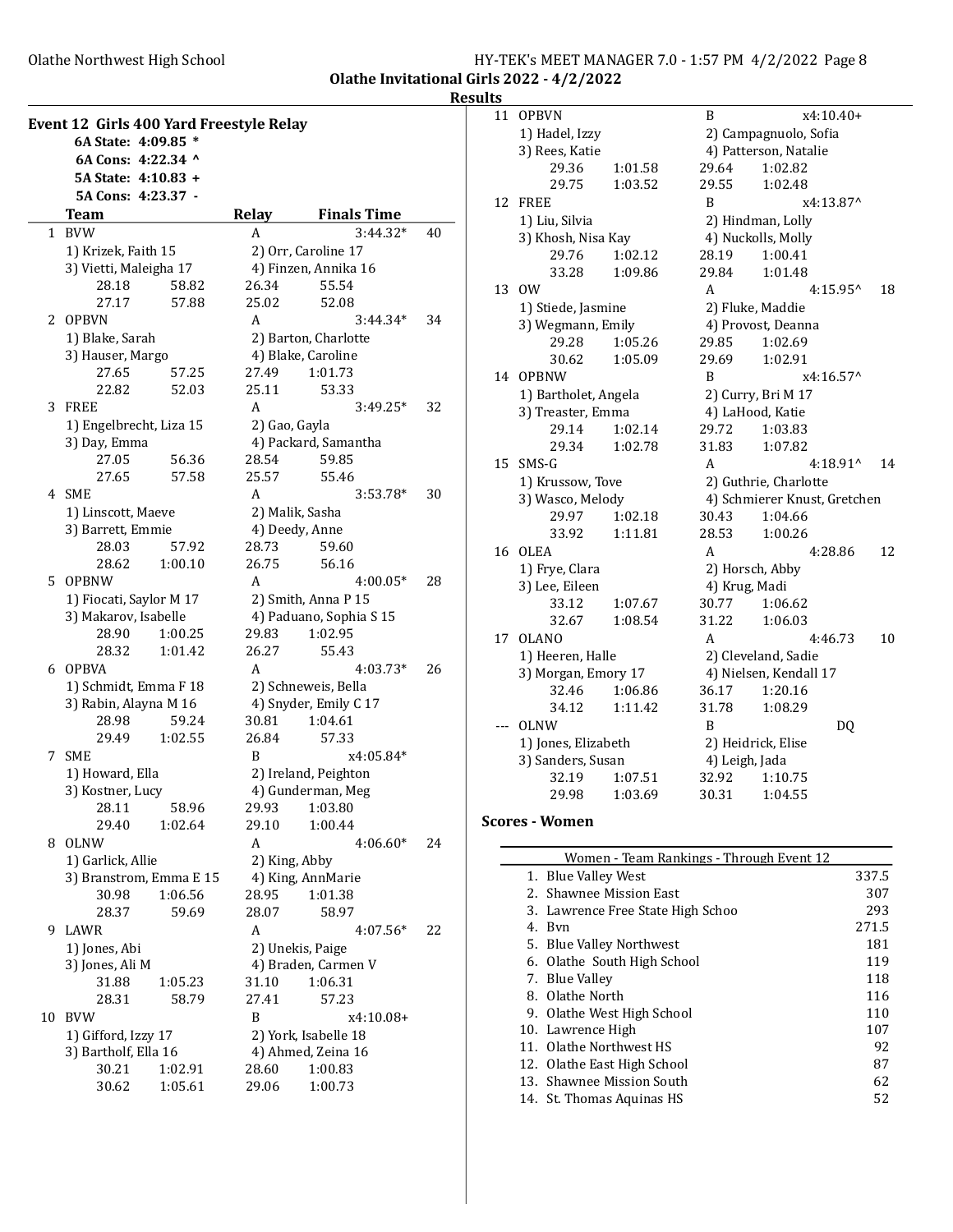Olathe Invitational Girls 2022 - 4/2/2022

Results

### Event 12 Girls 400 Yard Freestyle Relay

**6A State: 4:09.85 ***
**6A Cons: 4:22.34 ^**
**5A State: 4:10.83 +**
**5A Cons: 4:23.37 -**

| | Team | Relay | Finals Time | Points |
|---|---|---|---|---|
| 1 | BVW | A | 3:44.32* | 40 |

1) Krizek, Faith 15; 2) Orr, Caroline 17; 3) Vietti, Maleigha 17; 4) Finzen, Annika 16
28.18 58.82 26.34 55.54
27.17 57.88 25.02 52.08

| | Team | Relay | Finals Time | Points |
|---|---|---|---|---|
| 2 | OPBVN | A | 3:44.34* | 34 |

1) Blake, Sarah; 2) Barton, Charlotte; 3) Hauser, Margo; 4) Blake, Caroline
27.65 57.25 27.49 1:01.73
22.82 52.03 25.11 53.33

| | Team | Relay | Finals Time | Points |
|---|---|---|---|---|
| 3 | FREE | A | 3:49.25* | 32 |

1) Engelbrecht, Liza 15; 2) Gao, Gayla; 3) Day, Emma; 4) Packard, Samantha
27.05 56.36 28.54 59.85
27.65 57.58 25.57 55.46

| | Team | Relay | Finals Time | Points |
|---|---|---|---|---|
| 4 | SME | A | 3:53.78* | 30 |

1) Linscott, Maeve; 2) Malik, Sasha; 3) Barrett, Emmie; 4) Deedy, Anne
28.03 57.92 28.73 59.60
28.62 1:00.10 26.75 56.16

| | Team | Relay | Finals Time | Points |
|---|---|---|---|---|
| 5 | OPBNW | A | 4:00.05* | 28 |

1) Fiocati, Saylor M 17; 2) Smith, Anna P 15; 3) Makarov, Isabelle; 4) Paduano, Sophia S 15
28.90 1:00.25 29.83 1:02.95
28.32 1:01.42 26.27 55.43

| | Team | Relay | Finals Time | Points |
|---|---|---|---|---|
| 6 | OPBVA | A | 4:03.73* | 26 |

1) Schmidt, Emma F 18; 2) Schneweis, Bella; 3) Rabin, Alayna M 16; 4) Snyder, Emily C 17
28.98 59.24 30.81 1:04.61
29.49 1:02.55 26.84 57.33

| | Team | Relay | Finals Time | Points |
|---|---|---|---|---|
| 7 | SME | B | x4:05.84* | |

1) Howard, Ella; 2) Ireland, Peighton; 3) Kostner, Lucy; 4) Gunderman, Meg
28.11 58.96 29.93 1:03.80
29.40 1:02.64 29.10 1:00.44

| | Team | Relay | Finals Time | Points |
|---|---|---|---|---|
| 8 | OLNW | A | 4:06.60* | 24 |

1) Garlick, Allie; 2) King, Abby; 3) Branstrom, Emma E 15; 4) King, AnnMarie
30.98 1:06.56 28.95 1:01.38
28.37 59.69 28.07 58.97

| | Team | Relay | Finals Time | Points |
|---|---|---|---|---|
| 9 | LAWR | A | 4:07.56* | 22 |

1) Jones, Abi; 2) Unekis, Paige; 3) Jones, Ali M; 4) Braden, Carmen V
31.88 1:05.23 31.10 1:06.31
28.31 58.79 27.41 57.23

| | Team | Relay | Finals Time | Points |
|---|---|---|---|---|
| 10 | BVW | B | x4:10.08+ | |

1) Gifford, Izzy 17; 2) York, Isabelle 18; 3) Bartholf, Ella 16; 4) Ahmed, Zeina 16
30.21 1:02.91 28.60 1:00.83
30.62 1:05.61 29.06 1:00.73

| | Team | Relay | Finals Time | Points |
|---|---|---|---|---|
| 11 | OPBVN | B | x4:10.40+ | |

1) Hadel, Izzy; 2) Campagnuolo, Sofia; 3) Rees, Katie; 4) Patterson, Natalie
29.36 1:01.58 29.64 1:02.82
29.75 1:03.52 29.55 1:02.48

| | Team | Relay | Finals Time | Points |
|---|---|---|---|---|
| 12 | FREE | B | x4:13.87^ | |

1) Liu, Silvia; 2) Hindman, Lolly; 3) Khosh, Nisa Kay; 4) Nuckolls, Molly
29.76 1:02.12 28.19 1:00.41
33.28 1:09.86 29.84 1:01.48

| | Team | Relay | Finals Time | Points |
|---|---|---|---|---|
| 13 | OW | A | 4:15.95^ | 18 |

1) Stiede, Jasmine; 2) Fluke, Maddie; 3) Wegmann, Emily; 4) Provost, Deanna
29.28 1:05.26 29.85 1:02.69
30.62 1:05.09 29.69 1:02.91

| | Team | Relay | Finals Time | Points |
|---|---|---|---|---|
| 14 | OPBNW | B | x4:16.57^ | |

1) Bartholet, Angela; 2) Curry, Bri M 17; 3) Treaster, Emma; 4) LaHood, Katie
29.14 1:02.14 29.72 1:03.83
29.34 1:02.78 31.83 1:07.82

| | Team | Relay | Finals Time | Points |
|---|---|---|---|---|
| 15 | SMS-G | A | 4:18.91^ | 14 |

1) Krussow, Tove; 2) Guthrie, Charlotte; 3) Wasco, Melody; 4) Schmierer Knust, Gretchen
29.97 1:02.18 30.43 1:04.66
33.92 1:11.81 28.53 1:00.26

| | Team | Relay | Finals Time | Points |
|---|---|---|---|---|
| 16 | OLEA | A | 4:28.86 | 12 |

1) Frye, Clara; 2) Horsch, Abby; 3) Lee, Eileen; 4) Krug, Madi
33.12 1:07.67 30.77 1:06.62
32.67 1:08.54 31.22 1:06.03

| | Team | Relay | Finals Time | Points |
|---|---|---|---|---|
| 17 | OLANO | A | 4:46.73 | 10 |

1) Heeren, Halle; 2) Cleveland, Sadie; 3) Morgan, Emory 17; 4) Nielsen, Kendall 17
32.46 1:06.86 36.17 1:20.16
34.12 1:11.42 31.78 1:08.29

| | Team | Relay | Finals Time | Points |
|---|---|---|---|---|
| --- | OLNW | B | DQ | |

1) Jones, Elizabeth; 2) Heidrick, Elise; 3) Sanders, Susan; 4) Leigh, Jada
32.19 1:07.51 32.92 1:10.75
29.98 1:03.69 30.31 1:04.55

## Scores - Women

| Women - Team Rankings - Through Event 12 | |
|---|---|
| 1. Blue Valley West | 337.5 |
| 2. Shawnee Mission East | 307 |
| 3. Lawrence Free State High Schoo | 293 |
| 4. Bvn | 271.5 |
| 5. Blue Valley Northwest | 181 |
| 6. Olathe South High School | 119 |
| 7. Blue Valley | 118 |
| 8. Olathe North | 116 |
| 9. Olathe West High School | 110 |
| 10. Lawrence High | 107 |
| 11. Olathe Northwest HS | 92 |
| 12. Olathe East High School | 87 |
| 13. Shawnee Mission South | 62 |
| 14. St. Thomas Aquinas HS | 52 |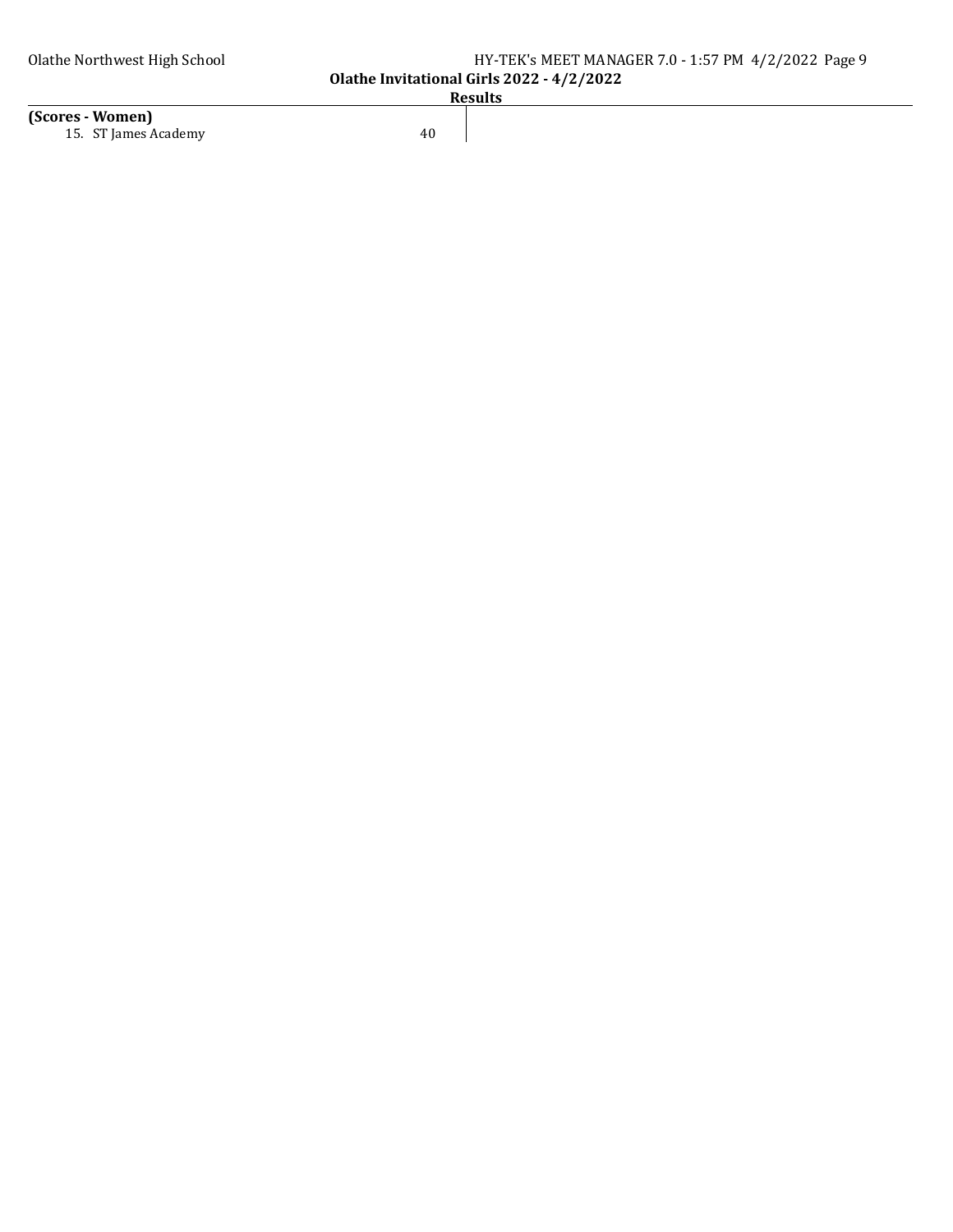**(Scores - Women)**

| | | |
|---|---|---|
| 15. | ST James Academy | 40 |